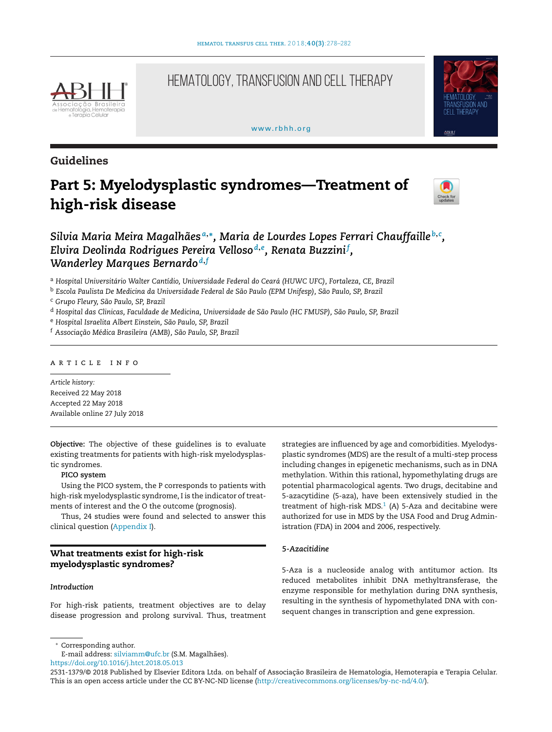Guidelines

# Part 5: Myelodysplastic syndromes—Treatment of high-risk disease

*Silvia Maria Meira Magalhães*[a,*], *Maria de Lourdes Lopes Ferrari Chauffaille*[b,c], *Elvira Deolinda Rodrigues Pereira Velloso*[d,e], *Renata Buzzini*[f], *Wanderley Marques Bernardo*[d,f]

[a] *Hospital Universitário Walter Cantídio, Universidade Federal do Ceará (HUWC UFC), Fortaleza, CE, Brazil*
[b] *Escola Paulista De Medicina da Universidade Federal de São Paulo (EPM Unifesp), São Paulo, SP, Brazil*
[c] *Grupo Fleury, São Paulo, SP, Brazil*
[d] *Hospital das Clinicas, Faculdade de Medicina, Universidade de São Paulo (HC FMUSP), São Paulo, SP, Brazil*
[e] *Hospital Israelita Albert Einstein, São Paulo, SP, Brazil*
[f] *Associação Médica Brasileira (AMB), São Paulo, SP, Brazil*

ARTICLE INFO

*Article history:*
Received 22 May 2018
Accepted 22 May 2018
Available online 27 July 2018

**Objective:** The objective of these guidelines is to evaluate existing treatments for patients with high-risk myelodysplastic syndromes.

**PICO system**

Using the PICO system, the P corresponds to patients with high-risk myelodysplastic syndrome, I is the indicator of treatments of interest and the O the outcome (prognosis).

Thus, 24 studies were found and selected to answer this clinical question (Appendix I).

## What treatments exist for high-risk myelodysplastic syndromes?

### *Introduction*

For high-risk patients, treatment objectives are to delay disease progression and prolong survival. Thus, treatment strategies are influenced by age and comorbidities. Myelodysplastic syndromes (MDS) are the result of a multi-step process including changes in epigenetic mechanisms, such as in DNA methylation. Within this rational, hypomethylating drugs are potential pharmacological agents. Two drugs, decitabine and 5-azacytidine (5-aza), have been extensively studied in the treatment of high-risk MDS.[1] (A) 5-Aza and decitabine were authorized for use in MDS by the USA Food and Drug Administration (FDA) in 2004 and 2006, respectively.

### *5-Azacitidine*

5-Aza is a nucleoside analog with antitumor action. Its reduced metabolites inhibit DNA methyltransferase, the enzyme responsible for methylation during DNA synthesis, resulting in the synthesis of hypomethylated DNA with consequent changes in transcription and gene expression.

[*] Corresponding author.
E-mail address: silviamm@ufc.br (S.M. Magalhães).

https://doi.org/10.1016/j.htct.2018.05.013
2531-1379/© 2018 Published by Elsevier Editora Ltda. on behalf of Associação Brasileira de Hematologia, Hemoterapia e Terapia Celular. This is an open access article under the CC BY-NC-ND license (http://creativecommons.org/licenses/by-nc-nd/4.0/).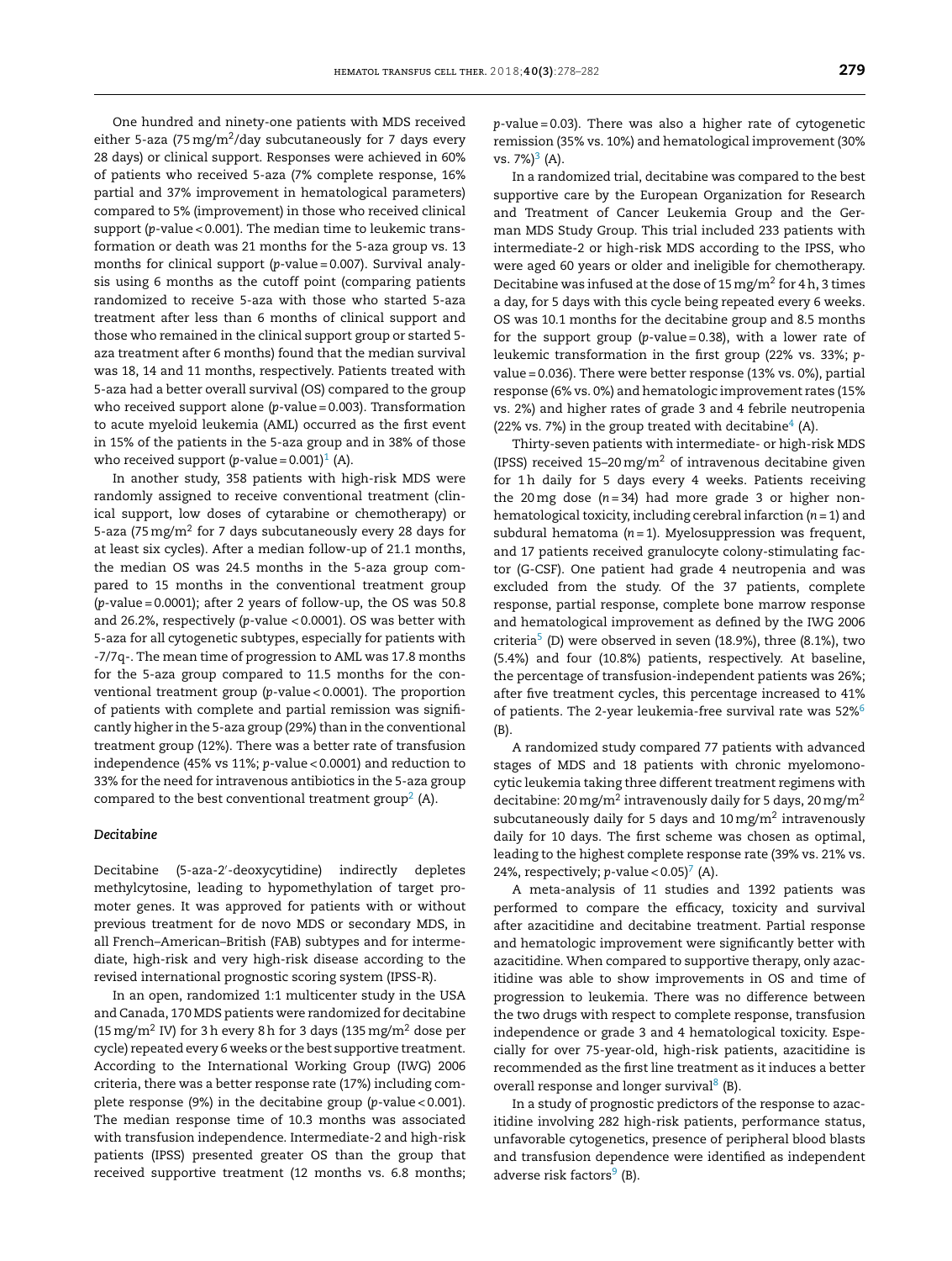One hundred and ninety-one patients with MDS received either 5-aza (75 mg/m$^2$/day subcutaneously for 7 days every 28 days) or clinical support. Responses were achieved in 60% of patients who received 5-aza (7% complete response, 16% partial and 37% improvement in hematological parameters) compared to 5% (improvement) in those who received clinical support ($p$-value < 0.001). The median time to leukemic transformation or death was 21 months for the 5-aza group vs. 13 months for clinical support ($p$-value = 0.007). Survival analysis using 6 months as the cutoff point (comparing patients randomized to receive 5-aza with those who started 5-aza treatment after less than 6 months of clinical support and those who remained in the clinical support group or started 5-aza treatment after 6 months) found that the median survival was 18, 14 and 11 months, respectively. Patients treated with 5-aza had a better overall survival (OS) compared to the group who received support alone ($p$-value = 0.003). Transformation to acute myeloid leukemia (AML) occurred as the first event in 15% of the patients in the 5-aza group and in 38% of those who received support ($p$-value = 0.001)[1] (A).

In another study, 358 patients with high-risk MDS were randomly assigned to receive conventional treatment (clinical support, low doses of cytarabine or chemotherapy) or 5-aza (75 mg/m$^2$ for 7 days subcutaneously every 28 days for at least six cycles). After a median follow-up of 21.1 months, the median OS was 24.5 months in the 5-aza group compared to 15 months in the conventional treatment group ($p$-value = 0.0001); after 2 years of follow-up, the OS was 50.8 and 26.2%, respectively ($p$-value < 0.0001). OS was better with 5-aza for all cytogenetic subtypes, especially for patients with -7/7q-. The mean time of progression to AML was 17.8 months for the 5-aza group compared to 11.5 months for the conventional treatment group ($p$-value < 0.0001). The proportion of patients with complete and partial remission was significantly higher in the 5-aza group (29%) than in the conventional treatment group (12%). There was a better rate of transfusion independence (45% vs 11%; $p$-value < 0.0001) and reduction to 33% for the need for intravenous antibiotics in the 5-aza group compared to the best conventional treatment group[2] (A).

### *Decitabine*

Decitabine (5-aza-2′-deoxycytidine) indirectly depletes methylcytosine, leading to hypomethylation of target promoter genes. It was approved for patients with or without previous treatment for de novo MDS or secondary MDS, in all French–American–British (FAB) subtypes and for intermediate, high-risk and very high-risk disease according to the revised international prognostic scoring system (IPSS-R).

In an open, randomized 1:1 multicenter study in the USA and Canada, 170 MDS patients were randomized for decitabine (15 mg/m$^2$ IV) for 3 h every 8 h for 3 days (135 mg/m$^2$ dose per cycle) repeated every 6 weeks or the best supportive treatment. According to the International Working Group (IWG) 2006 criteria, there was a better response rate (17%) including complete response (9%) in the decitabine group ($p$-value < 0.001). The median response time of 10.3 months was associated with transfusion independence. Intermediate-2 and high-risk patients (IPSS) presented greater OS than the group that received supportive treatment (12 months vs. 6.8 months; $p$-value = 0.03). There was also a higher rate of cytogenetic remission (35% vs. 10%) and hematological improvement (30% vs. 7%)[3] (A).

In a randomized trial, decitabine was compared to the best supportive care by the European Organization for Research and Treatment of Cancer Leukemia Group and the German MDS Study Group. This trial included 233 patients with intermediate-2 or high-risk MDS according to the IPSS, who were aged 60 years or older and ineligible for chemotherapy. Decitabine was infused at the dose of 15 mg/m$^2$ for 4 h, 3 times a day, for 5 days with this cycle being repeated every 6 weeks. OS was 10.1 months for the decitabine group and 8.5 months for the support group ($p$-value = 0.38), with a lower rate of leukemic transformation in the first group (22% vs. 33%; $p$-value = 0.036). There were better response (13% vs. 0%), partial response (6% vs. 0%) and hematologic improvement rates (15% vs. 2%) and higher rates of grade 3 and 4 febrile neutropenia (22% vs. 7%) in the group treated with decitabine[4] (A).

Thirty-seven patients with intermediate- or high-risk MDS (IPSS) received 15–20 mg/m$^2$ of intravenous decitabine given for 1 h daily for 5 days every 4 weeks. Patients receiving the 20 mg dose ($n$ = 34) had more grade 3 or higher non-hematological toxicity, including cerebral infarction ($n$ = 1) and subdural hematoma ($n$ = 1). Myelosuppression was frequent, and 17 patients received granulocyte colony-stimulating factor (G-CSF). One patient had grade 4 neutropenia and was excluded from the study. Of the 37 patients, complete response, partial response, complete bone marrow response and hematological improvement as defined by the IWG 2006 criteria[5] (D) were observed in seven (18.9%), three (8.1%), two (5.4%) and four (10.8%) patients, respectively. At baseline, the percentage of transfusion-independent patients was 26%; after five treatment cycles, this percentage increased to 41% of patients. The 2-year leukemia-free survival rate was 52%[6] (B).

A randomized study compared 77 patients with advanced stages of MDS and 18 patients with chronic myelomonocytic leukemia taking three different treatment regimens with decitabine: 20 mg/m$^2$ intravenously daily for 5 days, 20 mg/m$^2$ subcutaneously daily for 5 days and 10 mg/m$^2$ intravenously daily for 10 days. The first scheme was chosen as optimal, leading to the highest complete response rate (39% vs. 21% vs. 24%, respectively; $p$-value < 0.05)[7] (A).

A meta-analysis of 11 studies and 1392 patients was performed to compare the efficacy, toxicity and survival after azacitidine and decitabine treatment. Partial response and hematologic improvement were significantly better with azacitidine. When compared to supportive therapy, only azacitidine was able to show improvements in OS and time of progression to leukemia. There was no difference between the two drugs with respect to complete response, transfusion independence or grade 3 and 4 hematological toxicity. Especially for over 75-year-old, high-risk patients, azacitidine is recommended as the first line treatment as it induces a better overall response and longer survival[8] (B).

In a study of prognostic predictors of the response to azacitidine involving 282 high-risk patients, performance status, unfavorable cytogenetics, presence of peripheral blood blasts and transfusion dependence were identified as independent adverse risk factors[9] (B).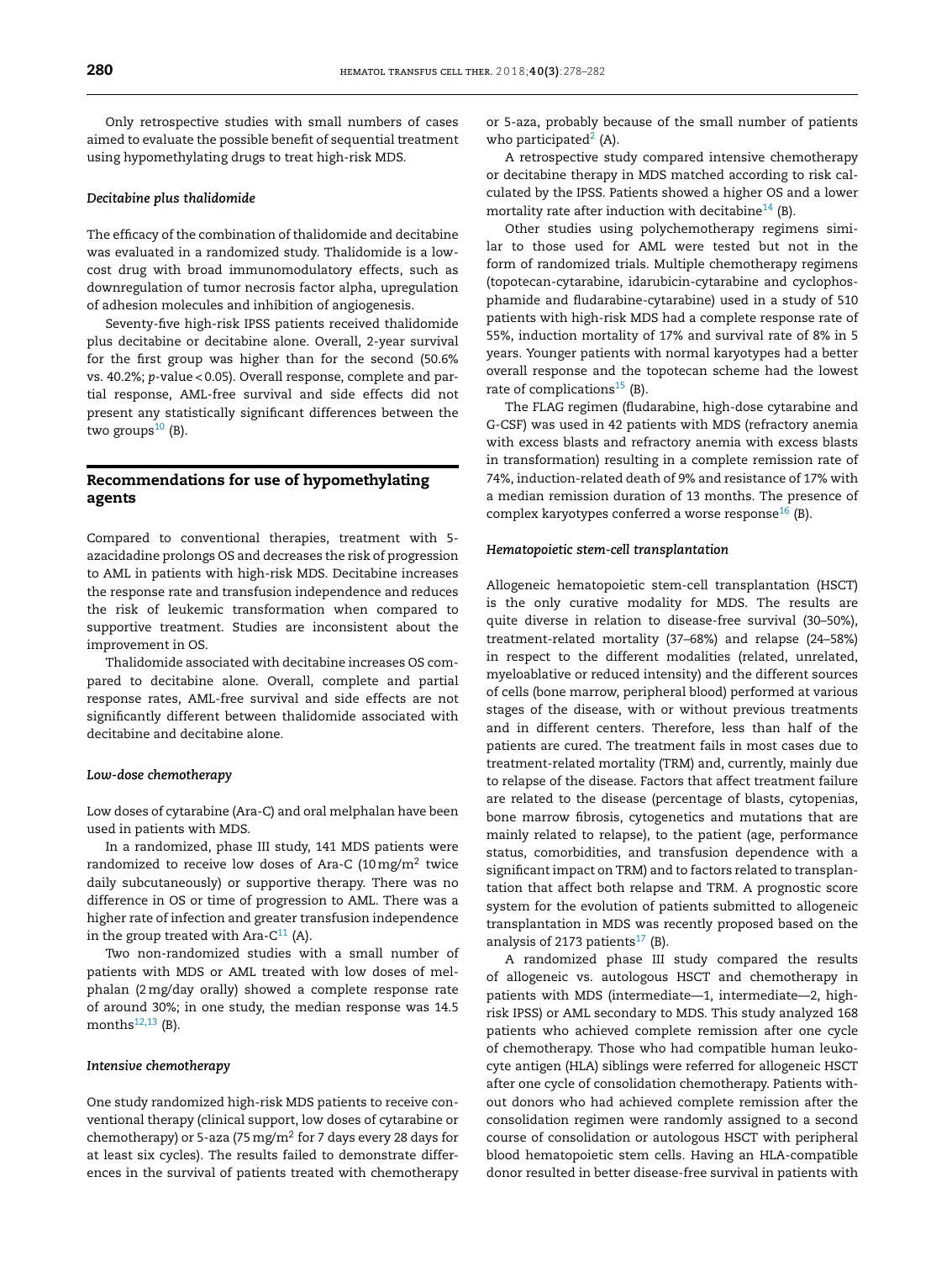Only retrospective studies with small numbers of cases aimed to evaluate the possible benefit of sequential treatment using hypomethylating drugs to treat high-risk MDS.

### *Decitabine plus thalidomide*

The efficacy of the combination of thalidomide and decitabine was evaluated in a randomized study. Thalidomide is a low-cost drug with broad immunomodulatory effects, such as downregulation of tumor necrosis factor alpha, upregulation of adhesion molecules and inhibition of angiogenesis.

Seventy-five high-risk IPSS patients received thalidomide plus decitabine or decitabine alone. Overall, 2-year survival for the first group was higher than for the second (50.6% vs. 40.2%; $p$-value $< 0.05$). Overall response, complete and partial response, AML-free survival and side effects did not present any statistically significant differences between the two groups[10] (B).

## Recommendations for use of hypomethylating agents

Compared to conventional therapies, treatment with 5-azacididine prolongs OS and decreases the risk of progression to AML in patients with high-risk MDS. Decitabine increases the response rate and transfusion independence and reduces the risk of leukemic transformation when compared to supportive treatment. Studies are inconsistent about the improvement in OS.

Thalidomide associated with decitabine increases OS compared to decitabine alone. Overall, complete and partial response rates, AML-free survival and side effects are not significantly different between thalidomide associated with decitabine and decitabine alone.

### *Low-dose chemotherapy*

Low doses of cytarabine (Ara-C) and oral melphalan have been used in patients with MDS.

In a randomized, phase III study, 141 MDS patients were randomized to receive low doses of Ara-C (10 mg/m$^2$ twice daily subcutaneously) or supportive therapy. There was no difference in OS or time of progression to AML. There was a higher rate of infection and greater transfusion independence in the group treated with Ara-C[11] (A).

Two non-randomized studies with a small number of patients with MDS or AML treated with low doses of melphalan (2 mg/day orally) showed a complete response rate of around 30%; in one study, the median response was 14.5 months[12,13] (B).

### *Intensive chemotherapy*

One study randomized high-risk MDS patients to receive conventional therapy (clinical support, low doses of cytarabine or chemotherapy) or 5-aza (75 mg/m$^2$ for 7 days every 28 days for at least six cycles). The results failed to demonstrate differences in the survival of patients treated with chemotherapy or 5-aza, probably because of the small number of patients who participated[2] (A).

A retrospective study compared intensive chemotherapy or decitabine therapy in MDS matched according to risk calculated by the IPSS. Patients showed a higher OS and a lower mortality rate after induction with decitabine[14] (B).

Other studies using polychemotherapy regimens similar to those used for AML were tested but not in the form of randomized trials. Multiple chemotherapy regimens (topotecan-cytarabine, idarubicin-cytarabine and cyclophosphamide and fludarabine-cytarabine) used in a study of 510 patients with high-risk MDS had a complete response rate of 55%, induction mortality of 17% and survival rate of 8% in 5 years. Younger patients with normal karyotypes had a better overall response and the topotecan scheme had the lowest rate of complications[15] (B).

The FLAG regimen (fludarabine, high-dose cytarabine and G-CSF) was used in 42 patients with MDS (refractory anemia with excess blasts and refractory anemia with excess blasts in transformation) resulting in a complete remission rate of 74%, induction-related death of 9% and resistance of 17% with a median remission duration of 13 months. The presence of complex karyotypes conferred a worse response[16] (B).

### *Hematopoietic stem-cell transplantation*

Allogeneic hematopoietic stem-cell transplantation (HSCT) is the only curative modality for MDS. The results are quite diverse in relation to disease-free survival (30–50%), treatment-related mortality (37–68%) and relapse (24–58%) in respect to the different modalities (related, unrelated, myeloablative or reduced intensity) and the different sources of cells (bone marrow, peripheral blood) performed at various stages of the disease, with or without previous treatments and in different centers. Therefore, less than half of the patients are cured. The treatment fails in most cases due to treatment-related mortality (TRM) and, currently, mainly due to relapse of the disease. Factors that affect treatment failure are related to the disease (percentage of blasts, cytopenias, bone marrow fibrosis, cytogenetics and mutations that are mainly related to relapse), to the patient (age, performance status, comorbidities, and transfusion dependence with a significant impact on TRM) and to factors related to transplantation that affect both relapse and TRM. A prognostic score system for the evolution of patients submitted to allogeneic transplantation in MDS was recently proposed based on the analysis of 2173 patients[17] (B).

A randomized phase III study compared the results of allogeneic vs. autologous HSCT and chemotherapy in patients with MDS (intermediate—1, intermediate—2, high-risk IPSS) or AML secondary to MDS. This study analyzed 168 patients who achieved complete remission after one cycle of chemotherapy. Those who had compatible human leukocyte antigen (HLA) siblings were referred for allogeneic HSCT after one cycle of consolidation chemotherapy. Patients without donors who had achieved complete remission after the consolidation regimen were randomly assigned to a second course of consolidation or autologous HSCT with peripheral blood hematopoietic stem cells. Having an HLA-compatible donor resulted in better disease-free survival in patients with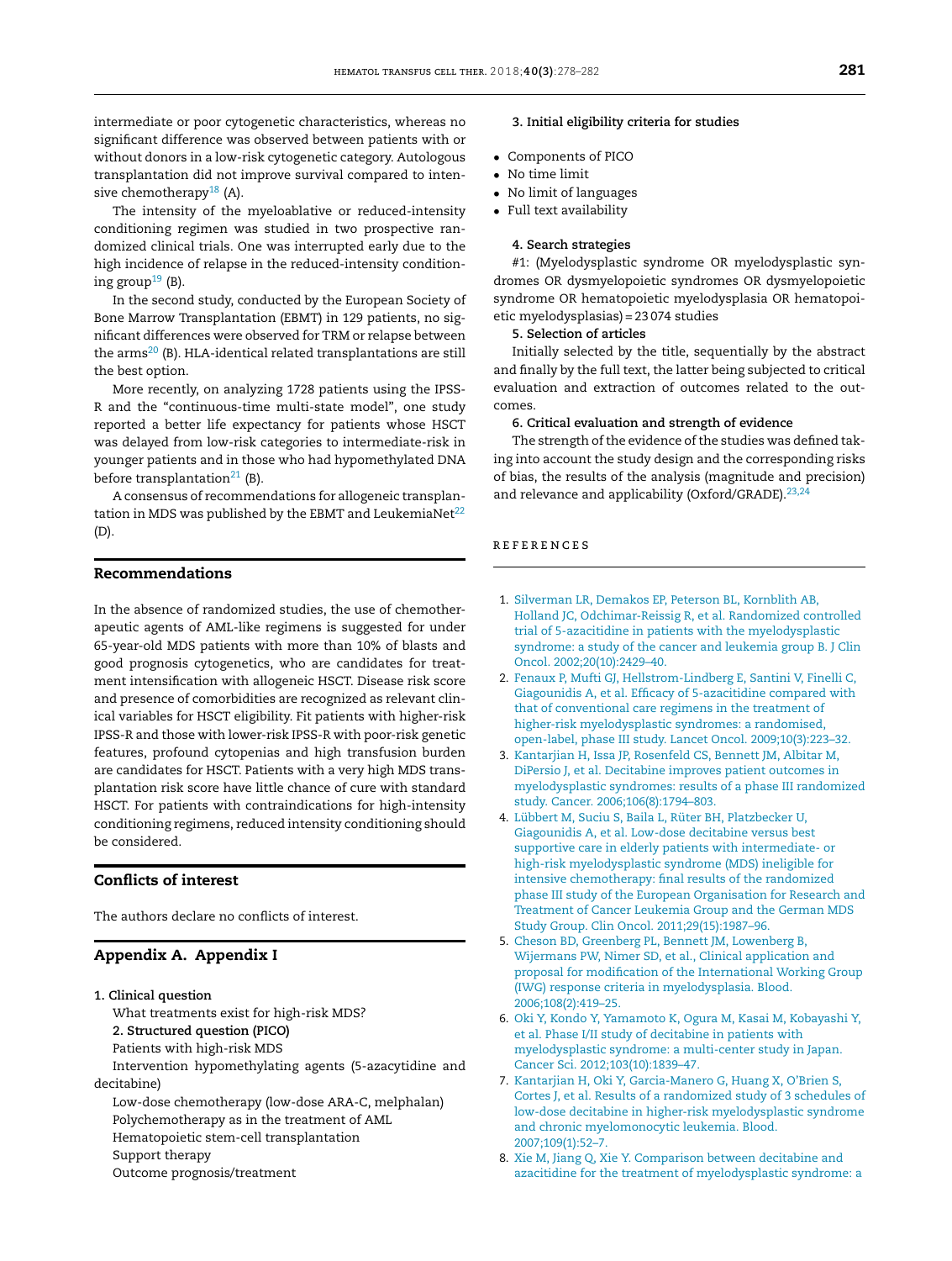intermediate or poor cytogenetic characteristics, whereas no significant difference was observed between patients with or without donors in a low-risk cytogenetic category. Autologous transplantation did not improve survival compared to intensive chemotherapy[18] (A).

The intensity of the myeloablative or reduced-intensity conditioning regimen was studied in two prospective randomized clinical trials. One was interrupted early due to the high incidence of relapse in the reduced-intensity conditioning group[19] (B).

In the second study, conducted by the European Society of Bone Marrow Transplantation (EBMT) in 129 patients, no significant differences were observed for TRM or relapse between the arms[20] (B). HLA-identical related transplantations are still the best option.

More recently, on analyzing 1728 patients using the IPSS-R and the "continuous-time multi-state model", one study reported a better life expectancy for patients whose HSCT was delayed from low-risk categories to intermediate-risk in younger patients and in those who had hypomethylated DNA before transplantation[21] (B).

A consensus of recommendations for allogeneic transplantation in MDS was published by the EBMT and LeukemiaNet[22] (D).

## Recommendations

In the absence of randomized studies, the use of chemotherapeutic agents of AML-like regimens is suggested for under 65-year-old MDS patients with more than 10% of blasts and good prognosis cytogenetics, who are candidates for treatment intensification with allogeneic HSCT. Disease risk score and presence of comorbidities are recognized as relevant clinical variables for HSCT eligibility. Fit patients with higher-risk IPSS-R and those with lower-risk IPSS-R with poor-risk genetic features, profound cytopenias and high transfusion burden are candidates for HSCT. Patients with a very high MDS transplantation risk score have little chance of cure with standard HSCT. For patients with contraindications for high-intensity conditioning regimens, reduced intensity conditioning should be considered.

## Conflicts of interest

The authors declare no conflicts of interest.

## Appendix A. Appendix I

**1. Clinical question**

What treatments exist for high-risk MDS?

**2. Structured question (PICO)**

Patients with high-risk MDS

Intervention hypomethylating agents (5-azacytidine and decitabine)

Low-dose chemotherapy (low-dose ARA-C, melphalan)

Polychemotherapy as in the treatment of AML

Hematopoietic stem-cell transplantation

Support therapy

Outcome prognosis/treatment

**3. Initial eligibility criteria for studies**

- Components of PICO
- No time limit
- No limit of languages
- Full text availability

**4. Search strategies**

#1: (Myelodysplastic syndrome OR myelodysplastic syndromes OR dysmyelopoietic syndromes OR dysmyelopoietic syndrome OR hematopoietic myelodysplasia OR hematopoietic myelodysplasias) = 23 074 studies

**5. Selection of articles**

Initially selected by the title, sequentially by the abstract and finally by the full text, the latter being subjected to critical evaluation and extraction of outcomes related to the outcomes.

**6. Critical evaluation and strength of evidence**

The strength of the evidence of the studies was defined taking into account the study design and the corresponding risks of bias, the results of the analysis (magnitude and precision) and relevance and applicability (Oxford/GRADE).[23,24]

## REFERENCES

1. Silverman LR, Demakos EP, Peterson BL, Kornblith AB, Holland JC, Odchimar-Reissig R, et al. Randomized controlled trial of 5-azacitidine in patients with the myelodysplastic syndrome: a study of the cancer and leukemia group B. J Clin Oncol. 2002;20(10):2429–40.
2. Fenaux P, Mufti GJ, Hellstrom-Lindberg E, Santini V, Finelli C, Giagounidis A, et al. Efficacy of 5-azacitidine compared with that of conventional care regimens in the treatment of higher-risk myelodysplastic syndromes: a randomised, open-label, phase III study. Lancet Oncol. 2009;10(3):223–32.
3. Kantarjian H, Issa JP, Rosenfeld CS, Bennett JM, Albitar M, DiPersio J, et al. Decitabine improves patient outcomes in myelodysplastic syndromes: results of a phase III randomized study. Cancer. 2006;106(8):1794–803.
4. Lübbert M, Suciu S, Baila L, Rüter BH, Platzbecker U, Giagounidis A, et al. Low-dose decitabine versus best supportive care in elderly patients with intermediate- or high-risk myelodysplastic syndrome (MDS) ineligible for intensive chemotherapy: final results of the randomized phase III study of the European Organisation for Research and Treatment of Cancer Leukemia Group and the German MDS Study Group. J Clin Oncol. 2011;29(15):1987–96.
5. Cheson BD, Greenberg PL, Bennett JM, Lowenberg B, Wijermans PW, Nimer SD, et al., Clinical application and proposal for modification of the International Working Group (IWG) response criteria in myelodysplasia. Blood. 2006;108(2):419–25.
6. Oki Y, Kondo Y, Yamamoto K, Ogura M, Kasai M, Kobayashi Y, et al. Phase I/II study of decitabine in patients with myelodysplastic syndrome: a multi-center study in Japan. Cancer Sci. 2012;103(10):1839–47.
7. Kantarjian H, Oki Y, Garcia-Manero G, Huang X, O'Brien S, Cortes J, et al. Results of a randomized study of 3 schedules of low-dose decitabine in higher-risk myelodysplastic syndrome and chronic myelomonocytic leukemia. Blood. 2007;109(1):52–7.
8. Xie M, Jiang Q, Xie Y. Comparison between decitabine and azacitidine for the treatment of myelodysplastic syndrome: a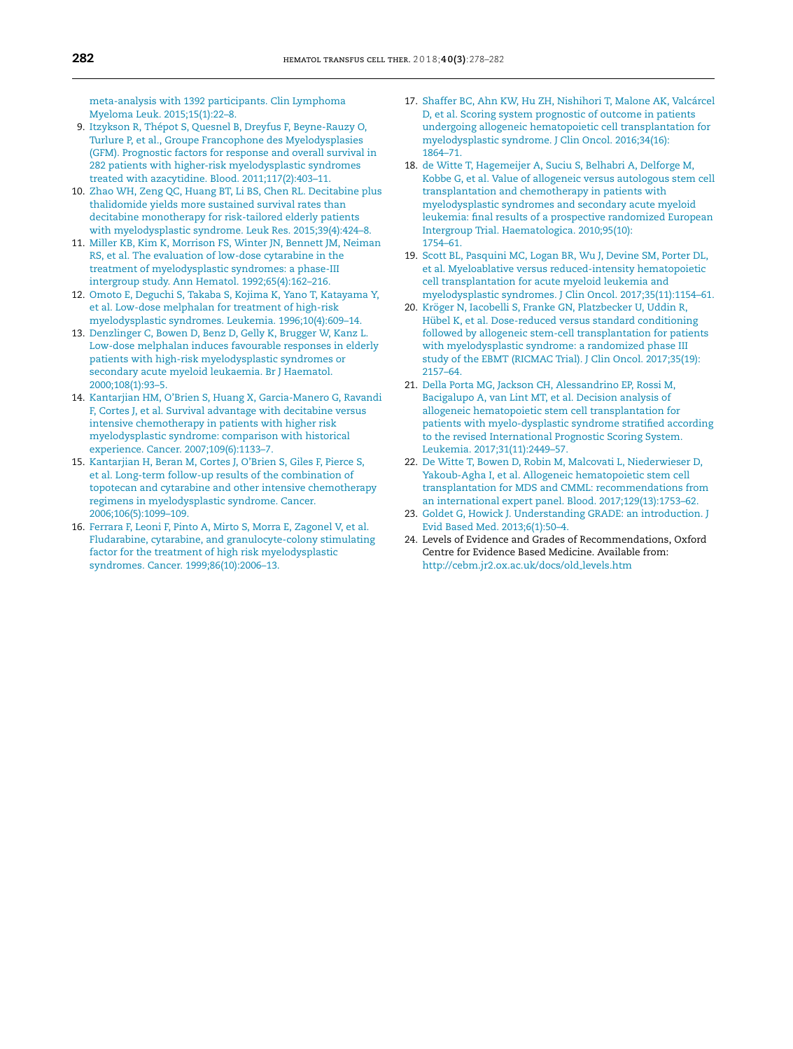meta-analysis with 1392 participants. Clin Lymphoma Myeloma Leuk. 2015;15(1):22–8.

9. Itzykson R, Thépot S, Quesnel B, Dreyfus F, Beyne-Rauzy O, Turlure P, et al., Groupe Francophone des Myelodysplasies (GFM). Prognostic factors for response and overall survival in 282 patients with higher-risk myelodysplastic syndromes treated with azacytidine. Blood. 2011;117(2):403–11.
10. Zhao WH, Zeng QC, Huang BT, Li BS, Chen RL. Decitabine plus thalidomide yields more sustained survival rates than decitabine monotherapy for risk-tailored elderly patients with myelodysplastic syndrome. Leuk Res. 2015;39(4):424–8.
11. Miller KB, Kim K, Morrison FS, Winter JN, Bennett JM, Neiman RS, et al. The evaluation of low-dose cytarabine in the treatment of myelodysplastic syndromes: a phase-III intergroup study. Ann Hematol. 1992;65(4):162–216.
12. Omoto E, Deguchi S, Takaba S, Kojima K, Yano T, Katayama Y, et al. Low-dose melphalan for treatment of high-risk myelodysplastic syndromes. Leukemia. 1996;10(4):609–14.
13. Denzlinger C, Bowen D, Benz D, Gelly K, Brugger W, Kanz L. Low-dose melphalan induces favourable responses in elderly patients with high-risk myelodysplastic syndromes or secondary acute myeloid leukaemia. Br J Haematol. 2000;108(1):93–5.
14. Kantarjian HM, O'Brien S, Huang X, Garcia-Manero G, Ravandi F, Cortes J, et al. Survival advantage with decitabine versus intensive chemotherapy in patients with higher risk myelodysplastic syndrome: comparison with historical experience. Cancer. 2007;109(6):1133–7.
15. Kantarjian H, Beran M, Cortes J, O'Brien S, Giles F, Pierce S, et al. Long-term follow-up results of the combination of topotecan and cytarabine and other intensive chemotherapy regimens in myelodysplastic syndrome. Cancer. 2006;106(5):1099–109.
16. Ferrara F, Leoni F, Pinto A, Mirto S, Morra E, Zagonel V, et al. Fludarabine, cytarabine, and granulocyte-colony stimulating factor for the treatment of high risk myelodysplastic syndromes. Cancer. 1999;86(10):2006–13.
17. Shaffer BC, Ahn KW, Hu ZH, Nishihori T, Malone AK, Valcárcel D, et al. Scoring system prognostic of outcome in patients undergoing allogeneic hematopoietic cell transplantation for myelodysplastic syndrome. J Clin Oncol. 2016;34(16): 1864–71.
18. de Witte T, Hagemeijer A, Suciu S, Belhabri A, Delforge M, Kobbe G, et al. Value of allogeneic versus autologous stem cell transplantation and chemotherapy in patients with myelodysplastic syndromes and secondary acute myeloid leukemia: final results of a prospective randomized European Intergroup Trial. Haematologica. 2010;95(10): 1754–61.
19. Scott BL, Pasquini MC, Logan BR, Wu J, Devine SM, Porter DL, et al. Myeloablative versus reduced-intensity hematopoietic cell transplantation for acute myeloid leukemia and myelodysplastic syndromes. J Clin Oncol. 2017;35(11):1154–61.
20. Kröger N, Iacobelli S, Franke GN, Platzbecker U, Uddin R, Hübel K, et al. Dose-reduced versus standard conditioning followed by allogeneic stem-cell transplantation for patients with myelodysplastic syndrome: a randomized phase III study of the EBMT (RICMAC Trial). J Clin Oncol. 2017;35(19): 2157–64.
21. Della Porta MG, Jackson CH, Alessandrino EP, Rossi M, Bacigalupo A, van Lint MT, et al. Decision analysis of allogeneic hematopoietic stem cell transplantation for patients with myelo-dysplastic syndrome stratified according to the revised International Prognostic Scoring System. Leukemia. 2017;31(11):2449–57.
22. De Witte T, Bowen D, Robin M, Malcovati L, Niederwieser D, Yakoub-Agha I, et al. Allogeneic hematopoietic stem cell transplantation for MDS and CMML: recommendations from an international expert panel. Blood. 2017;129(13):1753–62.
23. Goldet G, Howick J. Understanding GRADE: an introduction. J Evid Based Med. 2013;6(1):50–4.
24. Levels of Evidence and Grades of Recommendations, Oxford Centre for Evidence Based Medicine. Available from: http://cebm.jr2.ox.ac.uk/docs/old_levels.htm